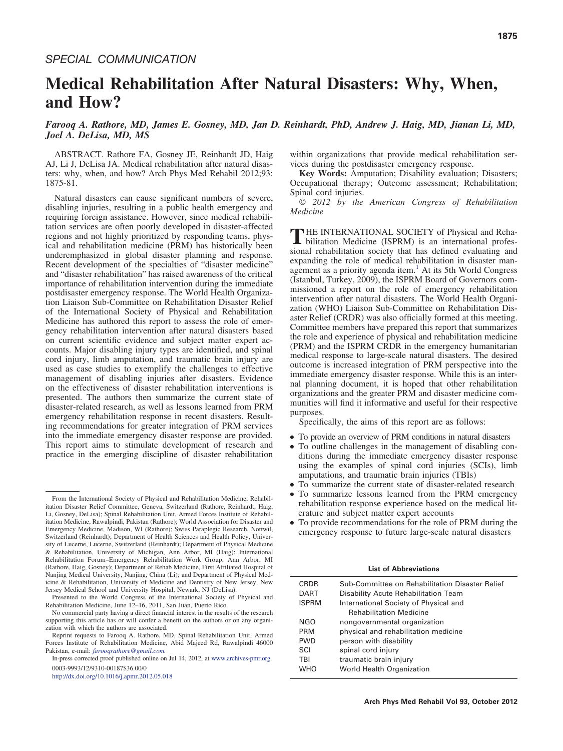## SPECIAL COMMUNICATION

# Medical Rehabilitation After Natural Disasters: Why, When, and How?

*Farooq A. Rathore, MD, James E. Gosney, MD, Jan D. Reinhardt, PhD, Andrew J. Haig, MD, Jianan Li, MD, Joel A. DeLisa, MD, MS*

ABSTRACT. Rathore FA, Gosney JE, Reinhardt JD, Haig AJ, Li J, DeLisa JA. Medical rehabilitation after natural disasters: why, when, and how? Arch Phys Med Rehabil 2012;93: 1875-81.

Natural disasters can cause significant numbers of severe, disabling injuries, resulting in a public health emergency and requiring foreign assistance. However, since medical rehabilitation services are often poorly developed in disaster-affected regions and not highly prioritized by responding teams, physical and rehabilitation medicine (PRM) has historically been underemphasized in global disaster planning and response. Recent development of the specialties of "disaster medicine" and "disaster rehabilitation" has raised awareness of the critical importance of rehabilitation intervention during the immediate postdisaster emergency response. The World Health Organization Liaison Sub-Committee on Rehabilitation Disaster Relief of the International Society of Physical and Rehabilitation Medicine has authored this report to assess the role of emergency rehabilitation intervention after natural disasters based on current scientific evidence and subject matter expert accounts. Major disabling injury types are identified, and spinal cord injury, limb amputation, and traumatic brain injury are used as case studies to exemplify the challenges to effective management of disabling injuries after disasters. Evidence on the effectiveness of disaster rehabilitation interventions is presented. The authors then summarize the current state of disaster-related research, as well as lessons learned from PRM emergency rehabilitation response in recent disasters. Resulting recommendations for greater integration of PRM services into the immediate emergency disaster response are provided. This report aims to stimulate development of research and practice in the emerging discipline of disaster rehabilitation within organizations that provide medical rehabilitation services during the postdisaster emergency response.

**Key Words:** Amputation; Disability evaluation; Disasters; Occupational therapy; Outcome assessment; Rehabilitation; Spinal cord injuries.

*© 2012 by the American Congress of Rehabilitation Medicine*

THE INTERNATIONAL SOCIETY of Physical and Rehabilitation Medicine (ISPRM) is an international professional rehabilitation society that has defined evaluating and expanding the role of medical rehabilitation in disaster management as a priority agenda item.[1] At its 5th World Congress (Istanbul, Turkey, 2009), the ISPRM Board of Governors commissioned a report on the role of emergency rehabilitation intervention after natural disasters. The World Health Organization (WHO) Liaison Sub-Committee on Rehabilitation Disaster Relief (CRDR) was also officially formed at this meeting. Committee members have prepared this report that summarizes the role and experience of physical and rehabilitation medicine (PRM) and the ISPRM CRDR in the emergency humanitarian medical response to large-scale natural disasters. The desired outcome is increased integration of PRM perspective into the immediate emergency disaster response. While this is an internal planning document, it is hoped that other rehabilitation organizations and the greater PRM and disaster medicine communities will find it informative and useful for their respective purposes.

Specifically, the aims of this report are as follows:

- To provide an overview of PRM conditions in natural disasters
- To outline challenges in the management of disabling conditions during the immediate emergency disaster response using the examples of spinal cord injuries (SCIs), limb amputations, and traumatic brain injuries (TBIs)
- To summarize the current state of disaster-related research
- To summarize lessons learned from the PRM emergency rehabilitation response experience based on the medical literature and subject matter expert accounts
- To provide recommendations for the role of PRM during the emergency response to future large-scale natural disasters

**List of Abbreviations**

| | |
|---|---|
| CRDR | Sub-Committee on Rehabilitation Disaster Relief |
| DART | Disability Acute Rehabilitation Team |
| ISPRM | International Society of Physical and Rehabilitation Medicine |
| NGO | nongovernmental organization |
| PRM | physical and rehabilitation medicine |
| PWD | person with disability |
| SCI | spinal cord injury |
| TBI | traumatic brain injury |
| WHO | World Health Organization |

From the International Society of Physical and Rehabilitation Medicine, Rehabilitation Disaster Relief Committee, Geneva, Switzerland (Rathore, Reinhardt, Haig, Li, Gosney, DeLisa); Spinal Rehabilitation Unit, Armed Forces Institute of Rehabilitation Medicine, Rawalpindi, Pakistan (Rathore); World Association for Disaster and Emergency Medicine, Madison, WI (Rathore); Swiss Paraplegic Research, Nottwil, Switzerland (Reinhardt); Department of Health Sciences and Health Policy, University of Lucerne, Lucerne, Switzerland (Reinhardt); Department of Physical Medicine & Rehabilitation, University of Michigan, Ann Arbor, MI (Haig); International Rehabilitation Forum–Emergency Rehabilitation Work Group, Ann Arbor, MI (Rathore, Haig, Gosney); Department of Rehab Medicine, First Affiliated Hospital of Nanjing Medical University, Nanjing, China (Li); and Department of Physical Medicine & Rehabilitation, University of Medicine and Dentistry of New Jersey, New Jersey Medical School and University Hospital, Newark, NJ (DeLisa).

Presented to the World Congress of the International Society of Physical and Rehabilitation Medicine, June 12–16, 2011, San Juan, Puerto Rico.

No commercial party having a direct financial interest in the results of the research supporting this article has or will confer a benefit on the authors or on any organization with which the authors are associated.

Reprint requests to Farooq A. Rathore, MD, Spinal Rehabilitation Unit, Armed Forces Institute of Rehabilitation Medicine, Abid Majeed Rd, Rawalpindi 46000 Pakistan, e-mail: *farooqrathore@gmail.com*.

In-press corrected proof published online on Jul 14, 2012, at www.archives-pmr.org.

0003-9993/12/9310-00187$36.00/0

http://dx.doi.org/10.1016/j.apmr.2012.05.018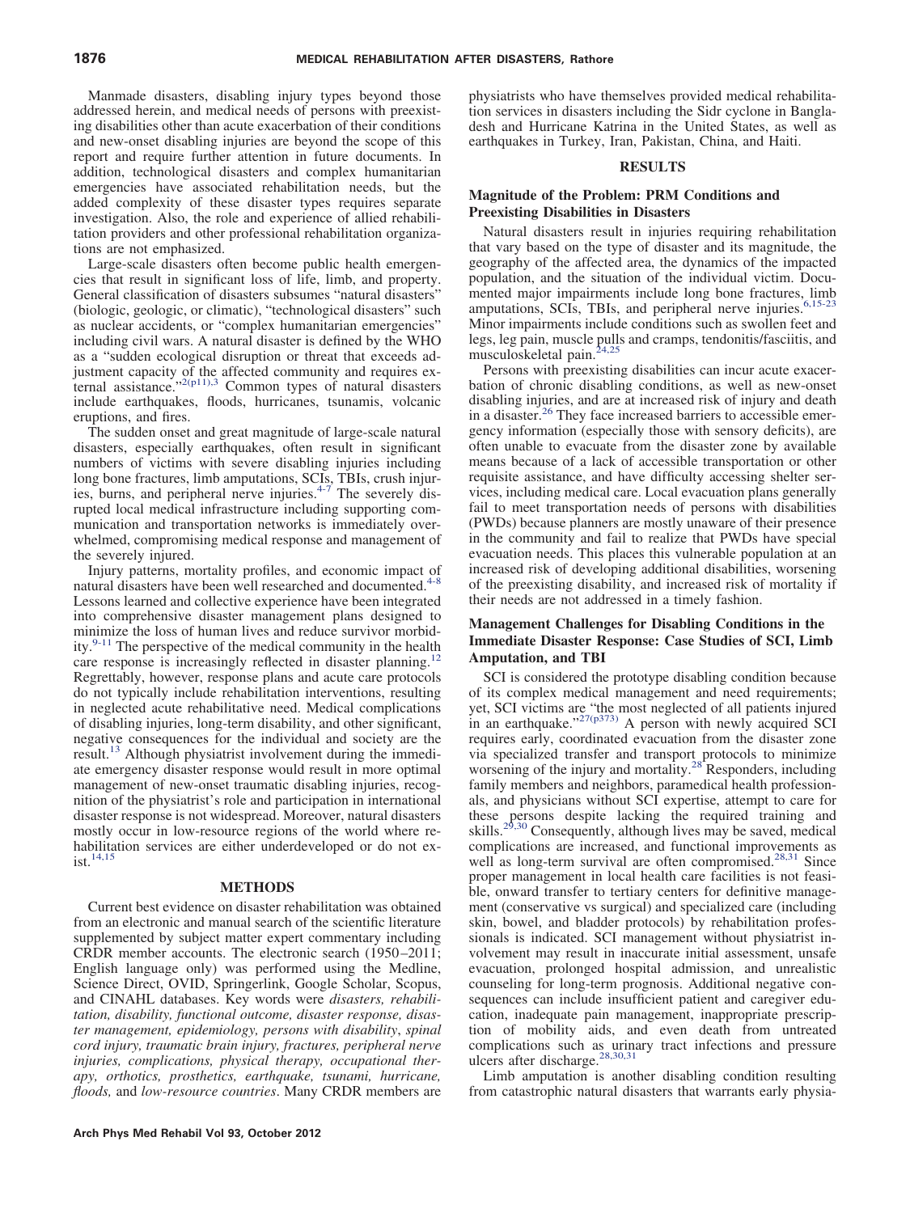Manmade disasters, disabling injury types beyond those addressed herein, and medical needs of persons with preexisting disabilities other than acute exacerbation of their conditions and new-onset disabling injuries are beyond the scope of this report and require further attention in future documents. In addition, technological disasters and complex humanitarian emergencies have associated rehabilitation needs, but the added complexity of these disaster types requires separate investigation. Also, the role and experience of allied rehabilitation providers and other professional rehabilitation organizations are not emphasized.

Large-scale disasters often become public health emergencies that result in significant loss of life, limb, and property. General classification of disasters subsumes "natural disasters" (biologic, geologic, or climatic), "technological disasters" such as nuclear accidents, or "complex humanitarian emergencies" including civil wars. A natural disaster is defined by the WHO as a "sudden ecological disruption or threat that exceeds adjustment capacity of the affected community and requires external assistance."[2(p11),3] Common types of natural disasters include earthquakes, floods, hurricanes, tsunamis, volcanic eruptions, and fires.

The sudden onset and great magnitude of large-scale natural disasters, especially earthquakes, often result in significant numbers of victims with severe disabling injuries including long bone fractures, limb amputations, SCIs, TBIs, crush injuries, burns, and peripheral nerve injuries.[4-7] The severely disrupted local medical infrastructure including supporting communication and transportation networks is immediately overwhelmed, compromising medical response and management of the severely injured.

Injury patterns, mortality profiles, and economic impact of natural disasters have been well researched and documented.[4-8] Lessons learned and collective experience have been integrated into comprehensive disaster management plans designed to minimize the loss of human lives and reduce survivor morbidity.[9-11] The perspective of the medical community in the health care response is increasingly reflected in disaster planning.[12] Regrettably, however, response plans and acute care protocols do not typically include rehabilitation interventions, resulting in neglected acute rehabilitative need. Medical complications of disabling injuries, long-term disability, and other significant, negative consequences for the individual and society are the result.[13] Although physiatrist involvement during the immediate emergency disaster response would result in more optimal management of new-onset traumatic disabling injuries, recognition of the physiatrist's role and participation in international disaster response is not widespread. Moreover, natural disasters mostly occur in low-resource regions of the world where rehabilitation services are either underdeveloped or do not exist.[14,15]

## METHODS

Current best evidence on disaster rehabilitation was obtained from an electronic and manual search of the scientific literature supplemented by subject matter expert commentary including CRDR member accounts. The electronic search (1950–2011; English language only) was performed using the Medline, Science Direct, OVID, Springerlink, Google Scholar, Scopus, and CINAHL databases. Key words were *disasters, rehabilitation, disability, functional outcome, disaster response, disaster management, epidemiology, persons with disability*, *spinal cord injury, traumatic brain injury, fractures, peripheral nerve injuries, complications, physical therapy, occupational therapy, orthotics, prosthetics, earthquake, tsunami, hurricane, floods,* and *low-resource countries*. Many CRDR members are physiatrists who have themselves provided medical rehabilitation services in disasters including the Sidr cyclone in Bangladesh and Hurricane Katrina in the United States, as well as earthquakes in Turkey, Iran, Pakistan, China, and Haiti.

## RESULTS

### Magnitude of the Problem: PRM Conditions and Preexisting Disabilities in Disasters

Natural disasters result in injuries requiring rehabilitation that vary based on the type of disaster and its magnitude, the geography of the affected area, the dynamics of the impacted population, and the situation of the individual victim. Documented major impairments include long bone fractures, limb amputations, SCIs, TBIs, and peripheral nerve injuries.[6,15-23] Minor impairments include conditions such as swollen feet and legs, leg pain, muscle pulls and cramps, tendonitis/fasciitis, and musculoskeletal pain.[24,25]

Persons with preexisting disabilities can incur acute exacerbation of chronic disabling conditions, as well as new-onset disabling injuries, and are at increased risk of injury and death in a disaster.[26] They face increased barriers to accessible emergency information (especially those with sensory deficits), are often unable to evacuate from the disaster zone by available means because of a lack of accessible transportation or other requisite assistance, and have difficulty accessing shelter services, including medical care. Local evacuation plans generally fail to meet transportation needs of persons with disabilities (PWDs) because planners are mostly unaware of their presence in the community and fail to realize that PWDs have special evacuation needs. This places this vulnerable population at an increased risk of developing additional disabilities, worsening of the preexisting disability, and increased risk of mortality if their needs are not addressed in a timely fashion.

### Management Challenges for Disabling Conditions in the Immediate Disaster Response: Case Studies of SCI, Limb Amputation, and TBI

SCI is considered the prototype disabling condition because of its complex medical management and need requirements; yet, SCI victims are "the most neglected of all patients injured in an earthquake."[27(p373)] A person with newly acquired SCI requires early, coordinated evacuation from the disaster zone via specialized transfer and transport protocols to minimize worsening of the injury and mortality.[28] Responders, including family members and neighbors, paramedical health professionals, and physicians without SCI expertise, attempt to care for these persons despite lacking the required training and skills.[29,30] Consequently, although lives may be saved, medical complications are increased, and functional improvements as well as long-term survival are often compromised.[28,31] Since proper management in local health care facilities is not feasible, onward transfer to tertiary centers for definitive management (conservative vs surgical) and specialized care (including skin, bowel, and bladder protocols) by rehabilitation professionals is indicated. SCI management without physiatrist involvement may result in inaccurate initial assessment, unsafe evacuation, prolonged hospital admission, and unrealistic counseling for long-term prognosis. Additional negative consequences can include insufficient patient and caregiver education, inadequate pain management, inappropriate prescription of mobility aids, and even death from untreated complications such as urinary tract infections and pressure ulcers after discharge.[28,30,31]

Limb amputation is another disabling condition resulting from catastrophic natural disasters that warrants early physia-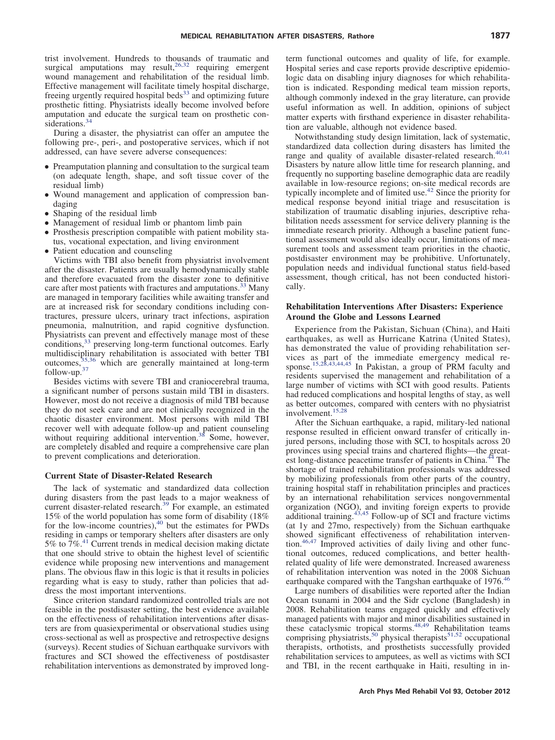trist involvement. Hundreds to thousands of traumatic and surgical amputations may result,[26,32] requiring emergent wound management and rehabilitation of the residual limb. Effective management will facilitate timely hospital discharge, freeing urgently required hospital beds[33] and optimizing future prosthetic fitting. Physiatrists ideally become involved before amputation and educate the surgical team on prosthetic considerations.[34]

During a disaster, the physiatrist can offer an amputee the following pre-, peri-, and postoperative services, which if not addressed, can have severe adverse consequences:

- Preamputation planning and consultation to the surgical team (on adequate length, shape, and soft tissue cover of the residual limb)
- Wound management and application of compression bandaging
- Shaping of the residual limb
- Management of residual limb or phantom limb pain
- Prosthesis prescription compatible with patient mobility status, vocational expectation, and living environment
- Patient education and counseling

Victims with TBI also benefit from physiatrist involvement after the disaster. Patients are usually hemodynamically stable and therefore evacuated from the disaster zone to definitive care after most patients with fractures and amputations.[33] Many are managed in temporary facilities while awaiting transfer and are at increased risk for secondary conditions including contractures, pressure ulcers, urinary tract infections, aspiration pneumonia, malnutrition, and rapid cognitive dysfunction. Physiatrists can prevent and effectively manage most of these conditions,[33] preserving long-term functional outcomes. Early multidisciplinary rehabilitation is associated with better TBI outcomes,[35,36] which are generally maintained at long-term follow-up.[37]

Besides victims with severe TBI and craniocerebral trauma, a significant number of persons sustain mild TBI in disasters. However, most do not receive a diagnosis of mild TBI because they do not seek care and are not clinically recognized in the chaotic disaster environment. Most persons with mild TBI recover well with adequate follow-up and patient counseling without requiring additional intervention.[38] Some, however, are completely disabled and require a comprehensive care plan to prevent complications and deterioration.

### Current State of Disaster-Related Research

The lack of systematic and standardized data collection during disasters from the past leads to a major weakness of current disaster-related research.[39] For example, an estimated 15% of the world population has some form of disability (18% for the low-income countries),[40] but the estimates for PWDs residing in camps or temporary shelters after disasters are only 5% to 7%.[41] Current trends in medical decision making dictate that one should strive to obtain the highest level of scientific evidence while proposing new interventions and management plans. The obvious flaw in this logic is that it results in policies regarding what is easy to study, rather than policies that address the most important interventions.

Since criterion standard randomized controlled trials are not feasible in the postdisaster setting, the best evidence available on the effectiveness of rehabilitation interventions after disasters are from quasiexperimental or observational studies using cross-sectional as well as prospective and retrospective designs (surveys). Recent studies of Sichuan earthquake survivors with fractures and SCI showed the effectiveness of postdisaster rehabilitation interventions as demonstrated by improved long-term functional outcomes and quality of life, for example. Hospital series and case reports provide descriptive epidemiologic data on disabling injury diagnoses for which rehabilitation is indicated. Responding medical team mission reports, although commonly indexed in the gray literature, can provide useful information as well. In addition, opinions of subject matter experts with firsthand experience in disaster rehabilitation are valuable, although not evidence based.

Notwithstanding study design limitation, lack of systematic, standardized data collection during disasters has limited the range and quality of available disaster-related research.[40,41] Disasters by nature allow little time for research planning, and frequently no supporting baseline demographic data are readily available in low-resource regions; on-site medical records are typically incomplete and of limited use.[42] Since the priority for medical response beyond initial triage and resuscitation is stabilization of traumatic disabling injuries, descriptive rehabilitation needs assessment for service delivery planning is the immediate research priority. Although a baseline patient functional assessment would also ideally occur, limitations of measurement tools and assessment team priorities in the chaotic, postdisaster environment may be prohibitive. Unfortunately, population needs and individual functional status field-based assessment, though critical, has not been conducted historically.

### Rehabilitation Interventions After Disasters: Experience Around the Globe and Lessons Learned

Experience from the Pakistan, Sichuan (China), and Haiti earthquakes, as well as Hurricane Katrina (United States), has demonstrated the value of providing rehabilitation services as part of the immediate emergency medical response.[15,28,43,44,45] In Pakistan, a group of PRM faculty and residents supervised the management and rehabilitation of a large number of victims with SCI with good results. Patients had reduced complications and hospital lengths of stay, as well as better outcomes, compared with centers with no physiatrist involvement.[15,28]

After the Sichuan earthquake, a rapid, military-led national response resulted in efficient onward transfer of critically injured persons, including those with SCI, to hospitals across 20 provinces using special trains and chartered flights—the greatest long-distance peacetime transfer of patients in China.[44] The shortage of trained rehabilitation professionals was addressed by mobilizing professionals from other parts of the country, training hospital staff in rehabilitation principles and practices by an international rehabilitation services nongovernmental organization (NGO), and inviting foreign experts to provide additional training.[43,45] Follow-up of SCI and fracture victims (at 1y and 27mo, respectively) from the Sichuan earthquake showed significant effectiveness of rehabilitation intervention.[46,47] Improved activities of daily living and other functional outcomes, reduced complications, and better health-related quality of life were demonstrated. Increased awareness of rehabilitation intervention was noted in the 2008 Sichuan earthquake compared with the Tangshan earthquake of 1976.[46]

Large numbers of disabilities were reported after the Indian Ocean tsunami in 2004 and the Sidr cyclone (Bangladesh) in 2008. Rehabilitation teams engaged quickly and effectively managed patients with major and minor disabilities sustained in these cataclysmic tropical storms.[48,49] Rehabilitation teams comprising physiatrists,[50] physical therapists[51,52] occupational therapists, orthotists, and prosthetists successfully provided rehabilitation services to amputees, as well as victims with SCI and TBI, in the recent earthquake in Haiti, resulting in in-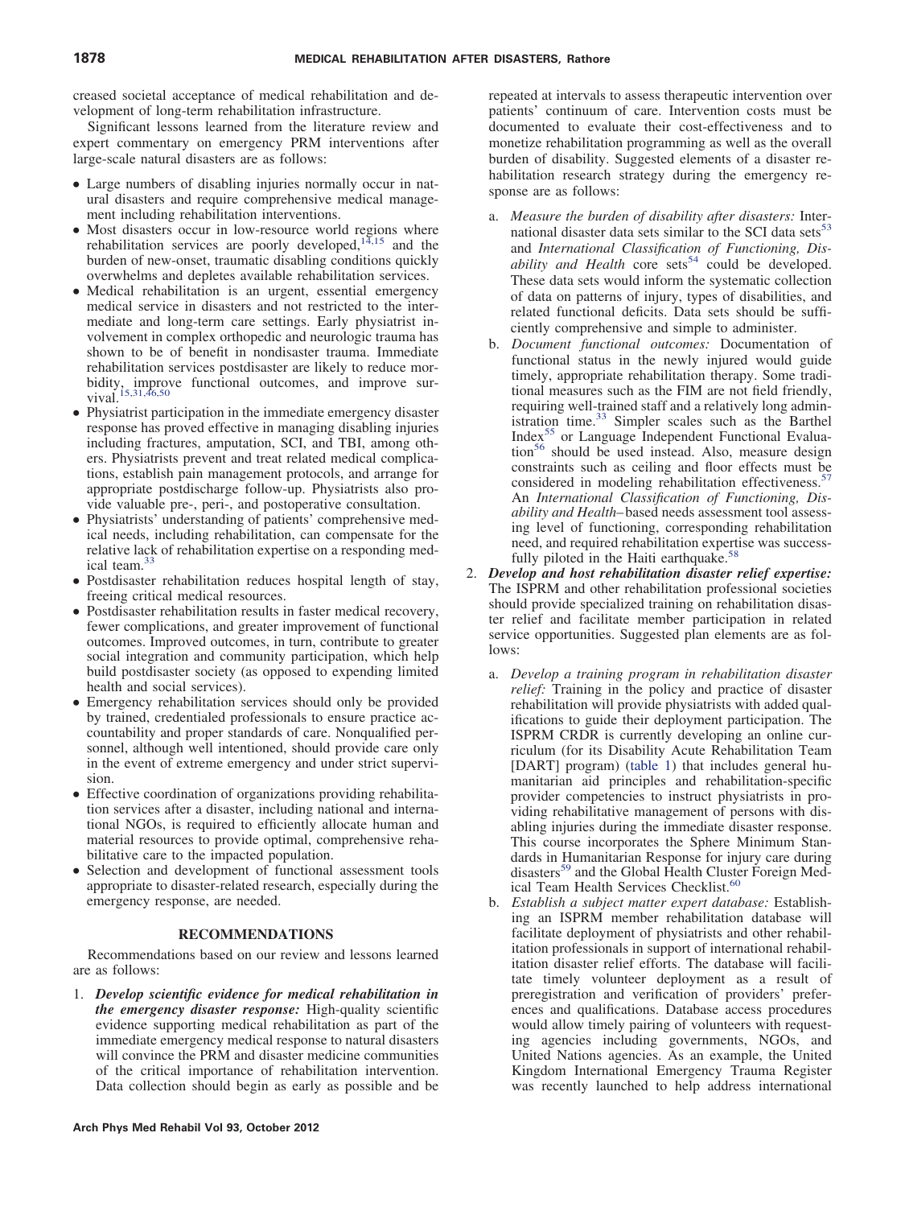creased societal acceptance of medical rehabilitation and development of long-term rehabilitation infrastructure.

Significant lessons learned from the literature review and expert commentary on emergency PRM interventions after large-scale natural disasters are as follows:

- Large numbers of disabling injuries normally occur in natural disasters and require comprehensive medical management including rehabilitation interventions.
- Most disasters occur in low-resource world regions where rehabilitation services are poorly developed,[14,15] and the burden of new-onset, traumatic disabling conditions quickly overwhelms and depletes available rehabilitation services.
- Medical rehabilitation is an urgent, essential emergency medical service in disasters and not restricted to the intermediate and long-term care settings. Early physiatrist involvement in complex orthopedic and neurologic trauma has shown to be of benefit in nondisaster trauma. Immediate rehabilitation services postdisaster are likely to reduce morbidity, improve functional outcomes, and improve survival.[15,31,46,50]
- Physiatrist participation in the immediate emergency disaster response has proved effective in managing disabling injuries including fractures, amputation, SCI, and TBI, among others. Physiatrists prevent and treat related medical complications, establish pain management protocols, and arrange for appropriate postdischarge follow-up. Physiatrists also provide valuable pre-, peri-, and postoperative consultation.
- Physiatrists' understanding of patients' comprehensive medical needs, including rehabilitation, can compensate for the relative lack of rehabilitation expertise on a responding medical team.[33]
- Postdisaster rehabilitation reduces hospital length of stay, freeing critical medical resources.
- Postdisaster rehabilitation results in faster medical recovery, fewer complications, and greater improvement of functional outcomes. Improved outcomes, in turn, contribute to greater social integration and community participation, which help build postdisaster society (as opposed to expending limited health and social services).
- Emergency rehabilitation services should only be provided by trained, credentialed professionals to ensure practice accountability and proper standards of care. Nonqualified personnel, although well intentioned, should provide care only in the event of extreme emergency and under strict supervision.
- Effective coordination of organizations providing rehabilitation services after a disaster, including national and international NGOs, is required to efficiently allocate human and material resources to provide optimal, comprehensive rehabilitative care to the impacted population.
- Selection and development of functional assessment tools appropriate to disaster-related research, especially during the emergency response, are needed.

## RECOMMENDATIONS

Recommendations based on our review and lessons learned are as follows:

1. ***Develop scientific evidence for medical rehabilitation in the emergency disaster response:*** High-quality scientific evidence supporting medical rehabilitation as part of the immediate emergency medical response to natural disasters will convince the PRM and disaster medicine communities of the critical importance of rehabilitation intervention. Data collection should begin as early as possible and be repeated at intervals to assess therapeutic intervention over patients' continuum of care. Intervention costs must be documented to evaluate their cost-effectiveness and to monetize rehabilitation programming as well as the overall burden of disability. Suggested elements of a disaster rehabilitation research strategy during the emergency response are as follows:
   a. *Measure the burden of disability after disasters:* International disaster data sets similar to the SCI data sets[53] and *International Classification of Functioning, Disability and Health* core sets[54] could be developed. These data sets would inform the systematic collection of data on patterns of injury, types of disabilities, and related functional deficits. Data sets should be sufficiently comprehensive and simple to administer.
   b. *Document functional outcomes:* Documentation of functional status in the newly injured would guide timely, appropriate rehabilitation therapy. Some traditional measures such as the FIM are not field friendly, requiring well-trained staff and a relatively long administration time.[33] Simpler scales such as the Barthel Index[55] or Language Independent Functional Evaluation[56] should be used instead. Also, measure design constraints such as ceiling and floor effects must be considered in modeling rehabilitation effectiveness.[57] An *International Classification of Functioning, Disability and Health*–based needs assessment tool assessing level of functioning, corresponding rehabilitation need, and required rehabilitation expertise was successfully piloted in the Haiti earthquake.[58]
2. ***Develop and host rehabilitation disaster relief expertise:*** The ISPRM and other rehabilitation professional societies should provide specialized training on rehabilitation disaster relief and facilitate member participation in related service opportunities. Suggested plan elements are as follows:
   a. *Develop a training program in rehabilitation disaster relief:* Training in the policy and practice of disaster rehabilitation will provide physiatrists with added qualifications to guide their deployment participation. The ISPRM CRDR is currently developing an online curriculum (for its Disability Acute Rehabilitation Team [DART] program) (table 1) that includes general humanitarian aid principles and rehabilitation-specific provider competencies to instruct physiatrists in providing rehabilitative management of persons with disabling injuries during the immediate disaster response. This course incorporates the Sphere Minimum Standards in Humanitarian Response for injury care during disasters[59] and the Global Health Cluster Foreign Medical Team Health Services Checklist.[60]
   b. *Establish a subject matter expert database:* Establishing an ISPRM member rehabilitation database will facilitate deployment of physiatrists and other rehabilitation professionals in support of international rehabilitation disaster relief efforts. The database will facilitate timely volunteer deployment as a result of preregistration and verification of providers' preferences and qualifications. Database access procedures would allow timely pairing of volunteers with requesting agencies including governments, NGOs, and United Nations agencies. As an example, the United Kingdom International Emergency Trauma Register was recently launched to help address international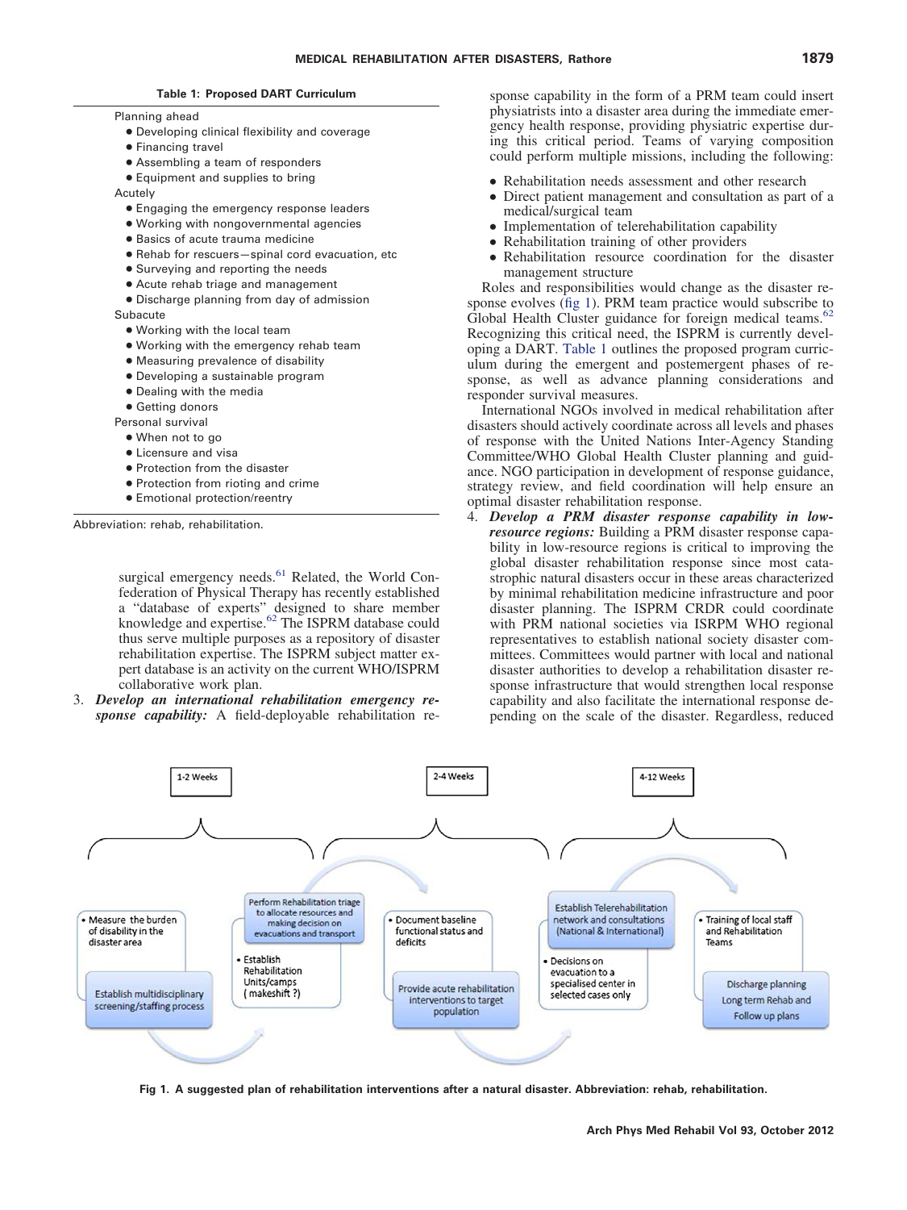**Table 1: Proposed DART Curriculum**

Planning ahead
- Developing clinical flexibility and coverage
- Financing travel
- Assembling a team of responders
- Equipment and supplies to bring

Acutely
- Engaging the emergency response leaders
- Working with nongovernmental agencies
- Basics of acute trauma medicine
- Rehab for rescuers—spinal cord evacuation, etc
- Surveying and reporting the needs
- Acute rehab triage and management
- Discharge planning from day of admission

Subacute
- Working with the local team
- Working with the emergency rehab team
- Measuring prevalence of disability
- Developing a sustainable program
- Dealing with the media
- Getting donors

Personal survival
- When not to go
- Licensure and visa
- Protection from the disaster
- Protection from rioting and crime
- Emotional protection/reentry

Abbreviation: rehab, rehabilitation.

surgical emergency needs.[61] Related, the World Confederation of Physical Therapy has recently established a "database of experts" designed to share member knowledge and expertise.[62] The ISPRM database could thus serve multiple purposes as a repository of disaster rehabilitation expertise. The ISPRM subject matter expert database is an activity on the current WHO/ISPRM collaborative work plan.

3. ***Develop an international rehabilitation emergency response capability:*** A field-deployable rehabilitation response capability in the form of a PRM team could insert physiatrists into a disaster area during the immediate emergency health response, providing physiatric expertise during this critical period. Teams of varying composition could perform multiple missions, including the following:
   - Rehabilitation needs assessment and other research
   - Direct patient management and consultation as part of a medical/surgical team
   - Implementation of telerehabilitation capability
   - Rehabilitation training of other providers
   - Rehabilitation resource coordination for the disaster management structure

   Roles and responsibilities would change as the disaster response evolves (fig 1). PRM team practice would subscribe to Global Health Cluster guidance for foreign medical teams.[62] Recognizing this critical need, the ISPRM is currently developing a DART. Table 1 outlines the proposed program curriculum during the emergent and postemergent phases of response, as well as advance planning considerations and responder survival measures.

   International NGOs involved in medical rehabilitation after disasters should actively coordinate across all levels and phases of response with the United Nations Inter-Agency Standing Committee/WHO Global Health Cluster planning and guidance. NGO participation in development of response guidance, strategy review, and field coordination will help ensure an optimal disaster rehabilitation response.

4. ***Develop a PRM disaster response capability in low-resource regions:*** Building a PRM disaster response capability in low-resource regions is critical to improving the global disaster rehabilitation response since most catastrophic natural disasters occur in these areas characterized by minimal rehabilitation medicine infrastructure and poor disaster planning. The ISPRM CRDR could coordinate with PRM national societies via ISRPM WHO regional representatives to establish national society disaster committees. Committees would partner with local and national disaster authorities to develop a rehabilitation disaster response infrastructure that would strengthen local response capability and also facilitate the international response depending on the scale of the disaster. Regardless, reduced

| 1-2 Weeks | 2-4 Weeks | 4-12 Weeks |
|---|---|---|
| • Measure the burden of disability in the disaster area | • Document baseline functional status and deficits | • Training of local staff and Rehabilitation Teams |
| Establish multidisciplinary screening/staffing process | Provide acute rehabilitation interventions to target population | Discharge planning Long term Rehab and Follow up plans |
| Perform Rehabilitation triage to allocate resources and making decision on evacuations and transport | | Establish Telerehabilitation network and consultations (National & International) |
| • Establish Rehabilitation Units/camps (makeshift ?) | | • Decisions on evacuation to a specialised center in selected cases only |

**Fig 1. A suggested plan of rehabilitation interventions after a natural disaster. Abbreviation: rehab, rehabilitation.**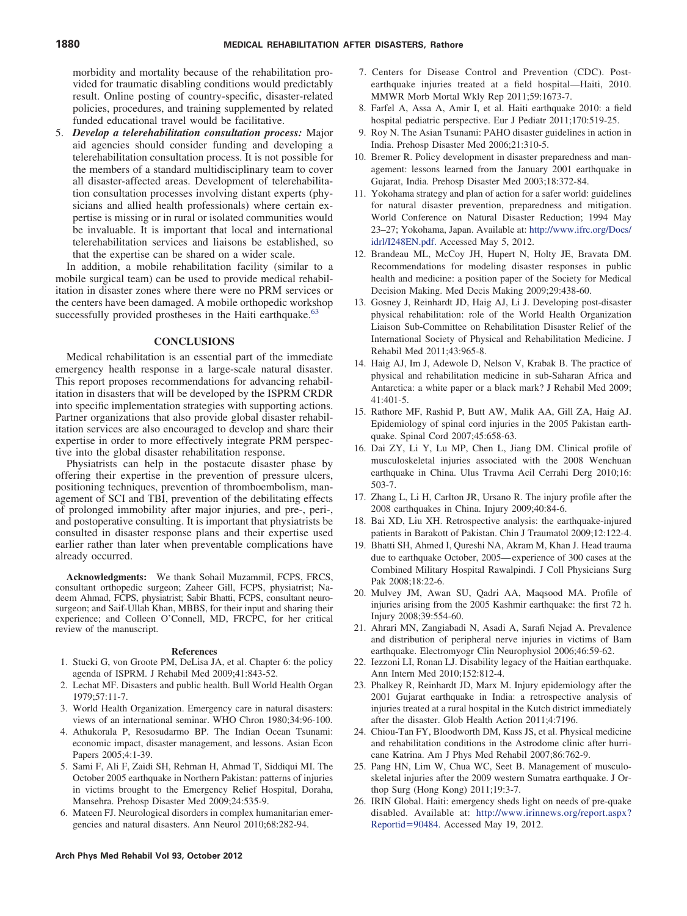morbidity and mortality because of the rehabilitation provided for traumatic disabling conditions would predictably result. Online posting of country-specific, disaster-related policies, procedures, and training supplemented by related funded educational travel would be facilitative.

5. ***Develop a telerehabilitation consultation process:*** Major aid agencies should consider funding and developing a telerehabilitation consultation process. It is not possible for the members of a standard multidisciplinary team to cover all disaster-affected areas. Development of telerehabilitation consultation processes involving distant experts (physicians and allied health professionals) where certain expertise is missing or in rural or isolated communities would be invaluable. It is important that local and international telerehabilitation services and liaisons be established, so that the expertise can be shared on a wider scale.

In addition, a mobile rehabilitation facility (similar to a mobile surgical team) can be used to provide medical rehabilitation in disaster zones where there were no PRM services or the centers have been damaged. A mobile orthopedic workshop successfully provided prostheses in the Haiti earthquake.[63]

## CONCLUSIONS

Medical rehabilitation is an essential part of the immediate emergency health response in a large-scale natural disaster. This report proposes recommendations for advancing rehabilitation in disasters that will be developed by the ISPRM CRDR into specific implementation strategies with supporting actions. Partner organizations that also provide global disaster rehabilitation services are also encouraged to develop and share their expertise in order to more effectively integrate PRM perspective into the global disaster rehabilitation response.

Physiatrists can help in the postacute disaster phase by offering their expertise in the prevention of pressure ulcers, positioning techniques, prevention of thromboembolism, management of SCI and TBI, prevention of the debilitating effects of prolonged immobility after major injuries, and pre-, peri-, and postoperative consulting. It is important that physiatrists be consulted in disaster response plans and their expertise used earlier rather than later when preventable complications have already occurred.

**Acknowledgments:** We thank Sohail Muzammil, FCPS, FRCS, consultant orthopedic surgeon; Zaheer Gill, FCPS, physiatrist; Nadeem Ahmad, FCPS, physiatrist; Sabir Bhatti, FCPS, consultant neurosurgeon; and Saif-Ullah Khan, MBBS, for their input and sharing their experience; and Colleen O'Connell, MD, FRCPC, for her critical review of the manuscript.

### References

1. Stucki G, von Groote PM, DeLisa JA, et al. Chapter 6: the policy agenda of ISPRM. J Rehabil Med 2009;41:843-52.
2. Lechat MF. Disasters and public health. Bull World Health Organ 1979;57:11-7.
3. World Health Organization. Emergency care in natural disasters: views of an international seminar. WHO Chron 1980;34:96-100.
4. Athukorala P, Resosudarmo BP. The Indian Ocean Tsunami: economic impact, disaster management, and lessons. Asian Econ Papers 2005;4:1-39.
5. Sami F, Ali F, Zaidi SH, Rehman H, Ahmad T, Siddiqui MI. The October 2005 earthquake in Northern Pakistan: patterns of injuries in victims brought to the Emergency Relief Hospital, Doraha, Mansehra. Prehosp Disaster Med 2009;24:535-9.
6. Mateen FJ. Neurological disorders in complex humanitarian emergencies and natural disasters. Ann Neurol 2010;68:282-94.
7. Centers for Disease Control and Prevention (CDC). Post-earthquake injuries treated at a field hospital—Haiti, 2010. MMWR Morb Mortal Wkly Rep 2011;59:1673-7.
8. Farfel A, Assa A, Amir I, et al. Haiti earthquake 2010: a field hospital pediatric perspective. Eur J Pediatr 2011;170:519-25.
9. Roy N. The Asian Tsunami: PAHO disaster guidelines in action in India. Prehosp Disaster Med 2006;21:310-5.
10. Bremer R. Policy development in disaster preparedness and management: lessons learned from the January 2001 earthquake in Gujarat, India. Prehosp Disaster Med 2003;18:372-84.
11. Yokohama strategy and plan of action for a safer world: guidelines for natural disaster prevention, preparedness and mitigation. World Conference on Natural Disaster Reduction; 1994 May 23–27; Yokohama, Japan. Available at: http://www.ifrc.org/Docs/idrl/I248EN.pdf. Accessed May 5, 2012.
12. Brandeau ML, McCoy JH, Hupert N, Holty JE, Bravata DM. Recommendations for modeling disaster responses in public health and medicine: a position paper of the Society for Medical Decision Making. Med Decis Making 2009;29:438-60.
13. Gosney J, Reinhardt JD, Haig AJ, Li J. Developing post-disaster physical rehabilitation: role of the World Health Organization Liaison Sub-Committee on Rehabilitation Disaster Relief of the International Society of Physical and Rehabilitation Medicine. J Rehabil Med 2011;43:965-8.
14. Haig AJ, Im J, Adewole D, Nelson V, Krabak B. The practice of physical and rehabilitation medicine in sub-Saharan Africa and Antarctica: a white paper or a black mark? J Rehabil Med 2009;41:401-5.
15. Rathore MF, Rashid P, Butt AW, Malik AA, Gill ZA, Haig AJ. Epidemiology of spinal cord injuries in the 2005 Pakistan earthquake. Spinal Cord 2007;45:658-63.
16. Dai ZY, Li Y, Lu MP, Chen L, Jiang DM. Clinical profile of musculoskeletal injuries associated with the 2008 Wenchuan earthquake in China. Ulus Travma Acil Cerrahi Derg 2010;16:503-7.
17. Zhang L, Li H, Carlton JR, Ursano R. The injury profile after the 2008 earthquakes in China. Injury 2009;40:84-6.
18. Bai XD, Liu XH. Retrospective analysis: the earthquake-injured patients in Barakott of Pakistan. Chin J Traumatol 2009;12:122-4.
19. Bhatti SH, Ahmed I, Qureshi NA, Akram M, Khan J. Head trauma due to earthquake October, 2005—experience of 300 cases at the Combined Military Hospital Rawalpindi. J Coll Physicians Surg Pak 2008;18:22-6.
20. Mulvey JM, Awan SU, Qadri AA, Maqsood MA. Profile of injuries arising from the 2005 Kashmir earthquake: the first 72 h. Injury 2008;39:554-60.
21. Ahrari MN, Zangiabadi N, Asadi A, Sarafi Nejad A. Prevalence and distribution of peripheral nerve injuries in victims of Bam earthquake. Electromyogr Clin Neurophysiol 2006;46:59-62.
22. Iezzoni LI, Ronan LJ. Disability legacy of the Haitian earthquake. Ann Intern Med 2010;152:812-4.
23. Phalkey R, Reinhardt JD, Marx M. Injury epidemiology after the 2001 Gujarat earthquake in India: a retrospective analysis of injuries treated at a rural hospital in the Kutch district immediately after the disaster. Glob Health Action 2011;4:7196.
24. Chiou-Tan FY, Bloodworth DM, Kass JS, et al. Physical medicine and rehabilitation conditions in the Astrodome clinic after hurricane Katrina. Am J Phys Med Rehabil 2007;86:762-9.
25. Pang HN, Lim W, Chua WC, Seet B. Management of musculoskeletal injuries after the 2009 western Sumatra earthquake. J Orthop Surg (Hong Kong) 2011;19:3-7.
26. IRIN Global. Haiti: emergency sheds light on needs of pre-quake disabled. Available at: http://www.irinnews.org/report.aspx?Reportid=90484. Accessed May 19, 2012.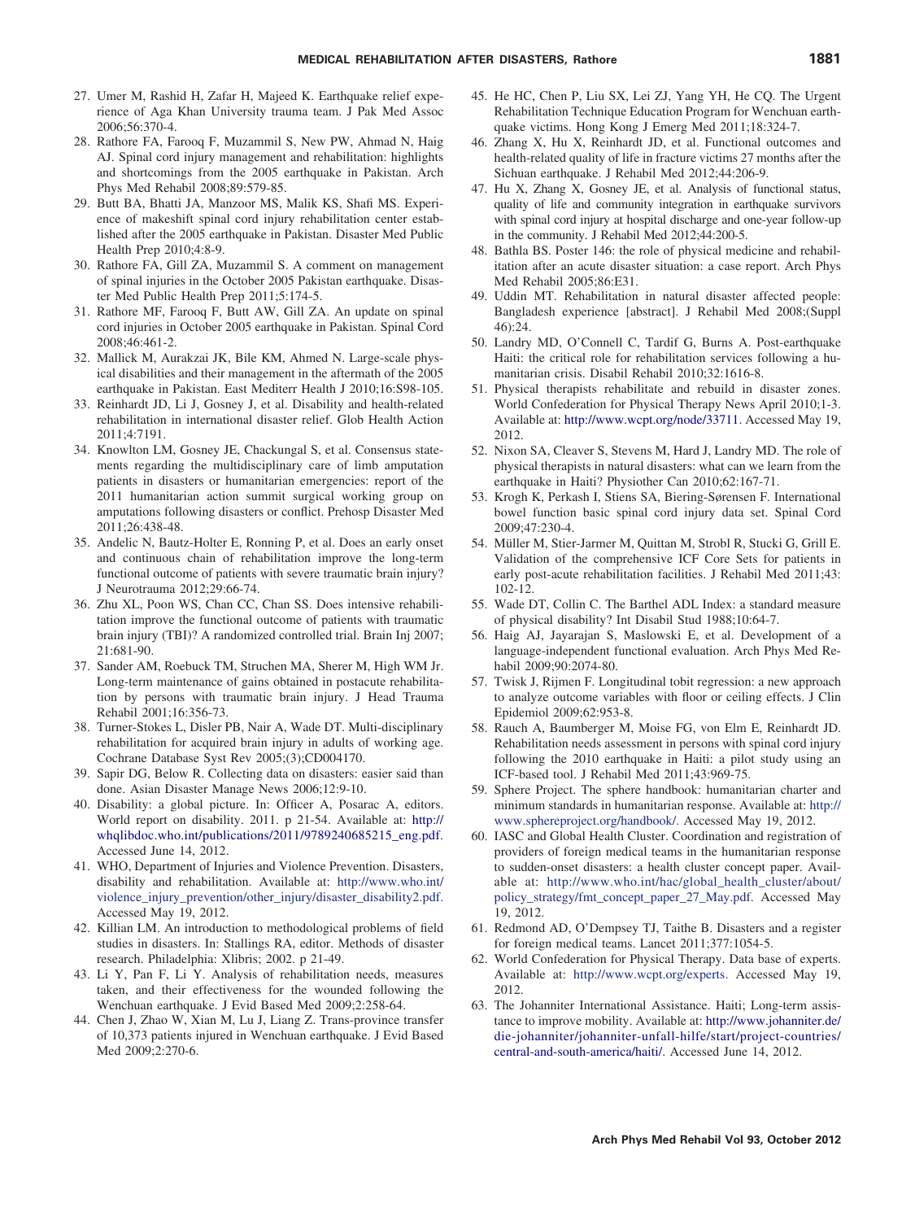27. Umer M, Rashid H, Zafar H, Majeed K. Earthquake relief experience of Aga Khan University trauma team. J Pak Med Assoc 2006;56:370-4.
28. Rathore FA, Farooq F, Muzammil S, New PW, Ahmad N, Haig AJ. Spinal cord injury management and rehabilitation: highlights and shortcomings from the 2005 earthquake in Pakistan. Arch Phys Med Rehabil 2008;89:579-85.
29. Butt BA, Bhatti JA, Manzoor MS, Malik KS, Shafi MS. Experience of makeshift spinal cord injury rehabilitation center established after the 2005 earthquake in Pakistan. Disaster Med Public Health Prep 2010;4:8-9.
30. Rathore FA, Gill ZA, Muzammil S. A comment on management of spinal injuries in the October 2005 Pakistan earthquake. Disaster Med Public Health Prep 2011;5:174-5.
31. Rathore MF, Farooq F, Butt AW, Gill ZA. An update on spinal cord injuries in October 2005 earthquake in Pakistan. Spinal Cord 2008;46:461-2.
32. Mallick M, Aurakzai JK, Bile KM, Ahmed N. Large-scale physical disabilities and their management in the aftermath of the 2005 earthquake in Pakistan. East Mediterr Health J 2010;16:S98-105.
33. Reinhardt JD, Li J, Gosney J, et al. Disability and health-related rehabilitation in international disaster relief. Glob Health Action 2011;4:7191.
34. Knowlton LM, Gosney JE, Chackungal S, et al. Consensus statements regarding the multidisciplinary care of limb amputation patients in disasters or humanitarian emergencies: report of the 2011 humanitarian action summit surgical working group on amputations following disasters or conflict. Prehosp Disaster Med 2011;26:438-48.
35. Andelic N, Bautz-Holter E, Ronning P, et al. Does an early onset and continuous chain of rehabilitation improve the long-term functional outcome of patients with severe traumatic brain injury? J Neurotrauma 2012;29:66-74.
36. Zhu XL, Poon WS, Chan CC, Chan SS. Does intensive rehabilitation improve the functional outcome of patients with traumatic brain injury (TBI)? A randomized controlled trial. Brain Inj 2007; 21:681-90.
37. Sander AM, Roebuck TM, Struchen MA, Sherer M, High WM Jr. Long-term maintenance of gains obtained in postacute rehabilitation by persons with traumatic brain injury. J Head Trauma Rehabil 2001;16:356-73.
38. Turner-Stokes L, Disler PB, Nair A, Wade DT. Multi-disciplinary rehabilitation for acquired brain injury in adults of working age. Cochrane Database Syst Rev 2005;(3);CD004170.
39. Sapir DG, Below R. Collecting data on disasters: easier said than done. Asian Disaster Manage News 2006;12:9-10.
40. Disability: a global picture. In: Officer A, Posarac A, editors. World report on disability. 2011. p 21-54. Available at: http://whqlibdoc.who.int/publications/2011/9789240685215_eng.pdf. Accessed June 14, 2012.
41. WHO, Department of Injuries and Violence Prevention. Disasters, disability and rehabilitation. Available at: http://www.who.int/violence_injury_prevention/other_injury/disaster_disability2.pdf. Accessed May 19, 2012.
42. Killian LM. An introduction to methodological problems of field studies in disasters. In: Stallings RA, editor. Methods of disaster research. Philadelphia: Xlibris; 2002. p 21-49.
43. Li Y, Pan F, Li Y. Analysis of rehabilitation needs, measures taken, and their effectiveness for the wounded following the Wenchuan earthquake. J Evid Based Med 2009;2:258-64.
44. Chen J, Zhao W, Xian M, Lu J, Liang Z. Trans-province transfer of 10,373 patients injured in Wenchuan earthquake. J Evid Based Med 2009;2:270-6.
45. He HC, Chen P, Liu SX, Lei ZJ, Yang YH, He CQ. The Urgent Rehabilitation Technique Education Program for Wenchuan earthquake victims. Hong Kong J Emerg Med 2011;18:324-7.
46. Zhang X, Hu X, Reinhardt JD, et al. Functional outcomes and health-related quality of life in fracture victims 27 months after the Sichuan earthquake. J Rehabil Med 2012;44:206-9.
47. Hu X, Zhang X, Gosney JE, et al. Analysis of functional status, quality of life and community integration in earthquake survivors with spinal cord injury at hospital discharge and one-year follow-up in the community. J Rehabil Med 2012;44:200-5.
48. Bathla BS. Poster 146: the role of physical medicine and rehabilitation after an acute disaster situation: a case report. Arch Phys Med Rehabil 2005;86:E31.
49. Uddin MT. Rehabilitation in natural disaster affected people: Bangladesh experience [abstract]. J Rehabil Med 2008;(Suppl 46):24.
50. Landry MD, O'Connell C, Tardif G, Burns A. Post-earthquake Haiti: the critical role for rehabilitation services following a humanitarian crisis. Disabil Rehabil 2010;32:1616-8.
51. Physical therapists rehabilitate and rebuild in disaster zones. World Confederation for Physical Therapy News April 2010;1-3. Available at: http://www.wcpt.org/node/33711. Accessed May 19, 2012.
52. Nixon SA, Cleaver S, Stevens M, Hard J, Landry MD. The role of physical therapists in natural disasters: what can we learn from the earthquake in Haiti? Physiother Can 2010;62:167-71.
53. Krogh K, Perkash I, Stiens SA, Biering-Sørensen F. International bowel function basic spinal cord injury data set. Spinal Cord 2009;47:230-4.
54. Müller M, Stier-Jarmer M, Quittan M, Strobl R, Stucki G, Grill E. Validation of the comprehensive ICF Core Sets for patients in early post-acute rehabilitation facilities. J Rehabil Med 2011;43: 102-12.
55. Wade DT, Collin C. The Barthel ADL Index: a standard measure of physical disability? Int Disabil Stud 1988;10:64-7.
56. Haig AJ, Jayarajan S, Maslowski E, et al. Development of a language-independent functional evaluation. Arch Phys Med Rehabil 2009;90:2074-80.
57. Twisk J, Rijmen F. Longitudinal tobit regression: a new approach to analyze outcome variables with floor or ceiling effects. J Clin Epidemiol 2009;62:953-8.
58. Rauch A, Baumberger M, Moise FG, von Elm E, Reinhardt JD. Rehabilitation needs assessment in persons with spinal cord injury following the 2010 earthquake in Haiti: a pilot study using an ICF-based tool. J Rehabil Med 2011;43:969-75.
59. Sphere Project. The sphere handbook: humanitarian charter and minimum standards in humanitarian response. Available at: http://www.sphereproject.org/handbook/. Accessed May 19, 2012.
60. IASC and Global Health Cluster. Coordination and registration of providers of foreign medical teams in the humanitarian response to sudden-onset disasters: a health cluster concept paper. Available at: http://www.who.int/hac/global_health_cluster/about/policy_strategy/fmt_concept_paper_27_May.pdf. Accessed May 19, 2012.
61. Redmond AD, O'Dempsey TJ, Taithe B. Disasters and a register for foreign medical teams. Lancet 2011;377:1054-5.
62. World Confederation for Physical Therapy. Data base of experts. Available at: http://www.wcpt.org/experts. Accessed May 19, 2012.
63. The Johanniter International Assistance. Haiti; Long-term assistance to improve mobility. Available at: http://www.johanniter.de/die-johanniter/johanniter-unfall-hilfe/start/project-countries/central-and-south-america/haiti/. Accessed June 14, 2012.